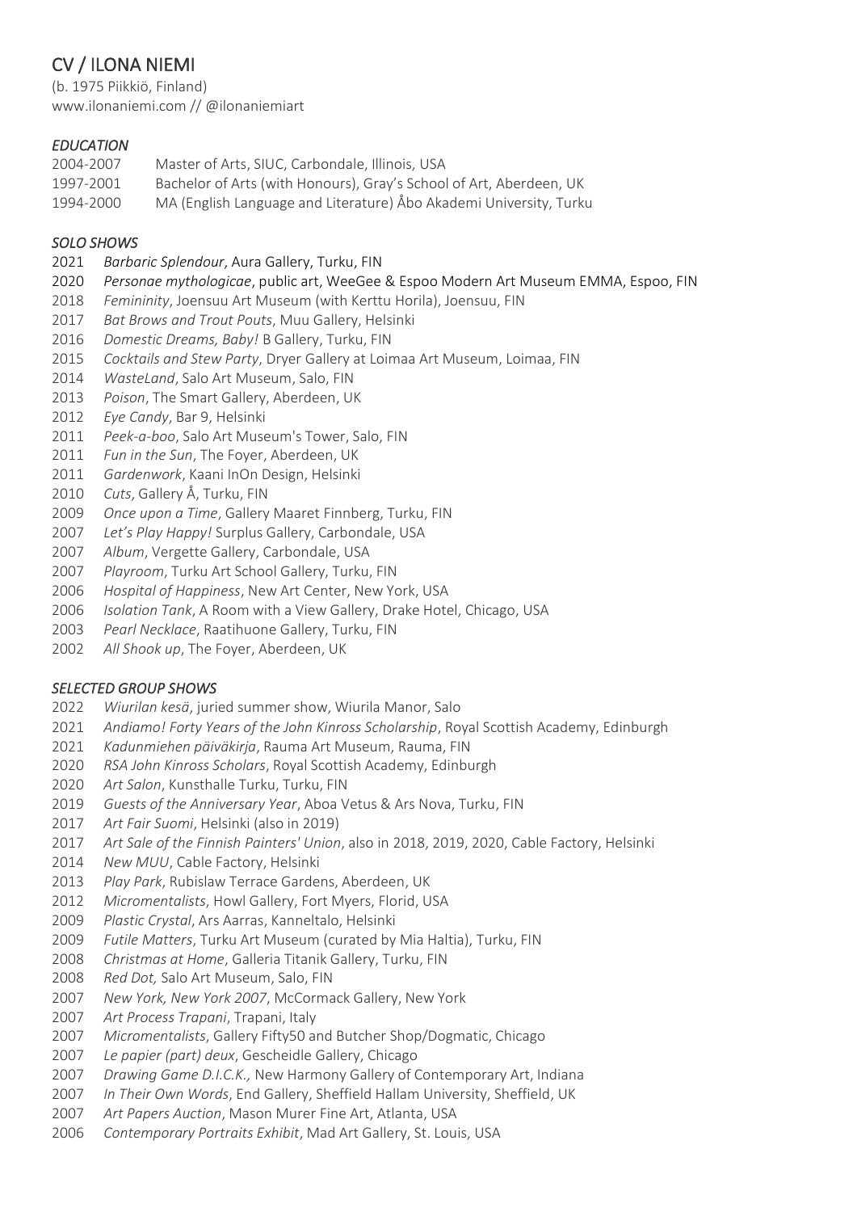# CV / ILONA NIEMI

(b. 1975 Piikkiö, Finland)
www.ilonaniemi.com // @ilonaniemiart

### *EDUCATION*

| | |
|---|---|
| 2004-2007 | Master of Arts, SIUC, Carbondale, Illinois, USA |
| 1997-2001 | Bachelor of Arts (with Honours), Gray's School of Art, Aberdeen, UK |
| 1994-2000 | MA (English Language and Literature) Åbo Akademi University, Turku |

### *SOLO SHOWS*

2021 *Barbaric Splendour*, Aura Gallery, Turku, FIN
2020 *Personae mythologicae*, public art, WeeGee & Espoo Modern Art Museum EMMA, Espoo, FIN
2018 *Femininity*, Joensuu Art Museum (with Kerttu Horila), Joensuu, FIN
2017 *Bat Brows and Trout Pouts*, Muu Gallery, Helsinki
2016 *Domestic Dreams, Baby!* B Gallery, Turku, FIN
2015 *Cocktails and Stew Party*, Dryer Gallery at Loimaa Art Museum, Loimaa, FIN
2014 *WasteLand*, Salo Art Museum, Salo, FIN
2013 *Poison*, The Smart Gallery, Aberdeen, UK
2012 *Eye Candy*, Bar 9, Helsinki
2011 *Peek-a-boo*, Salo Art Museum's Tower, Salo, FIN
2011 *Fun in the Sun*, The Foyer, Aberdeen, UK
2011 *Gardenwork*, Kaani InOn Design, Helsinki
2010 *Cuts*, Gallery Å, Turku, FIN
2009 *Once upon a Time*, Gallery Maaret Finnberg, Turku, FIN
2007 *Let's Play Happy!* Surplus Gallery, Carbondale, USA
2007 *Album*, Vergette Gallery, Carbondale, USA
2007 *Playroom*, Turku Art School Gallery, Turku, FIN
2006 *Hospital of Happiness*, New Art Center, New York, USA
2006 *Isolation Tank*, A Room with a View Gallery, Drake Hotel, Chicago, USA
2003 *Pearl Necklace*, Raatihuone Gallery, Turku, FIN
2002 *All Shook up*, The Foyer, Aberdeen, UK

### *SELECTED GROUP SHOWS*

2022 *Wiurilan kesä*, juried summer show, Wiurila Manor, Salo
2021 *Andiamo! Forty Years of the John Kinross Scholarship*, Royal Scottish Academy, Edinburgh
2021 *Kadunmiehen päiväkirja*, Rauma Art Museum, Rauma, FIN
2020 *RSA John Kinross Scholars*, Royal Scottish Academy, Edinburgh
2020 *Art Salon*, Kunsthalle Turku, Turku, FIN
2019 *Guests of the Anniversary Year*, Aboa Vetus & Ars Nova, Turku, FIN
2017 *Art Fair Suomi*, Helsinki (also in 2019)
2017 *Art Sale of the Finnish Painters' Union*, also in 2018, 2019, 2020, Cable Factory, Helsinki
2014 *New MUU*, Cable Factory, Helsinki
2013 *Play Park*, Rubislaw Terrace Gardens, Aberdeen, UK
2012 *Micromentalists*, Howl Gallery, Fort Myers, Florid, USA
2009 *Plastic Crystal*, Ars Aarras, Kanneltalo, Helsinki
2009 *Futile Matters*, Turku Art Museum (curated by Mia Haltia), Turku, FIN
2008 *Christmas at Home*, Galleria Titanik Gallery, Turku, FIN
2008 *Red Dot,* Salo Art Museum, Salo, FIN
2007 *New York, New York 2007*, McCormack Gallery, New York
2007 *Art Process Trapani*, Trapani, Italy
2007 *Micromentalists*, Gallery Fifty50 and Butcher Shop/Dogmatic, Chicago
2007 *Le papier (part) deux*, Gescheidle Gallery, Chicago
2007 *Drawing Game D.I.C.K.,* New Harmony Gallery of Contemporary Art, Indiana
2007 *In Their Own Words*, End Gallery, Sheffield Hallam University, Sheffield, UK
2007 *Art Papers Auction*, Mason Murer Fine Art, Atlanta, USA
2006 *Contemporary Portraits Exhibit*, Mad Art Gallery, St. Louis, USA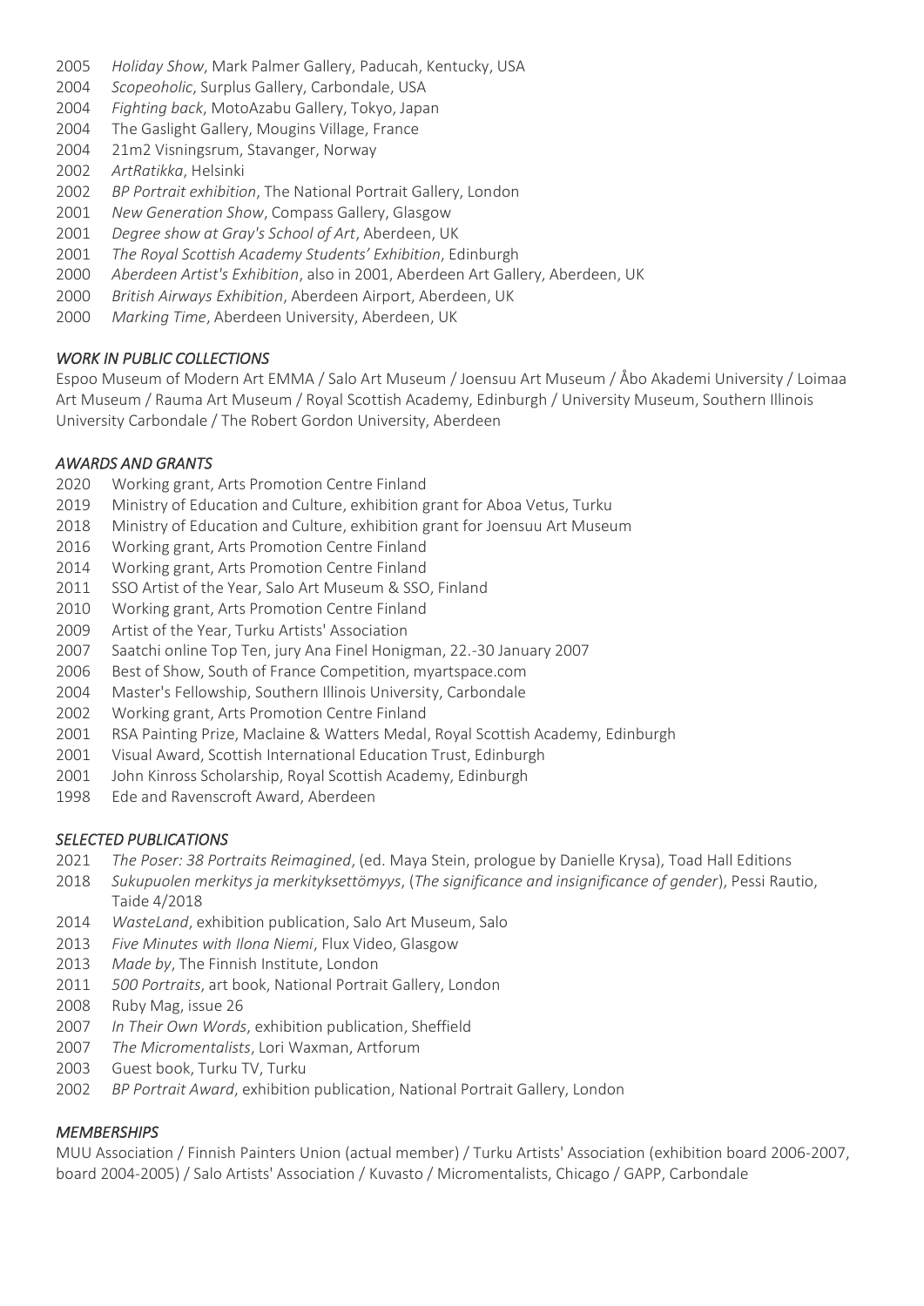2005 *Holiday Show*, Mark Palmer Gallery, Paducah, Kentucky, USA
2004 *Scopeoholic*, Surplus Gallery, Carbondale, USA
2004 *Fighting back*, MotoAzabu Gallery, Tokyo, Japan
2004 The Gaslight Gallery, Mougins Village, France
2004 21m2 Visningsrum, Stavanger, Norway
2002 *ArtRatikka*, Helsinki
2002 *BP Portrait exhibition*, The National Portrait Gallery, London
2001 *New Generation Show*, Compass Gallery, Glasgow
2001 *Degree show at Gray's School of Art*, Aberdeen, UK
2001 *The Royal Scottish Academy Students' Exhibition*, Edinburgh
2000 *Aberdeen Artist's Exhibition*, also in 2001, Aberdeen Art Gallery, Aberdeen, UK
2000 *British Airways Exhibition*, Aberdeen Airport, Aberdeen, UK
2000 *Marking Time*, Aberdeen University, Aberdeen, UK

### *WORK IN PUBLIC COLLECTIONS*

Espoo Museum of Modern Art EMMA / Salo Art Museum / Joensuu Art Museum / Åbo Akademi University / Loimaa Art Museum / Rauma Art Museum / Royal Scottish Academy, Edinburgh / University Museum, Southern Illinois University Carbondale / The Robert Gordon University, Aberdeen

### *AWARDS AND GRANTS*

2020 Working grant, Arts Promotion Centre Finland
2019 Ministry of Education and Culture, exhibition grant for Aboa Vetus, Turku
2018 Ministry of Education and Culture, exhibition grant for Joensuu Art Museum
2016 Working grant, Arts Promotion Centre Finland
2014 Working grant, Arts Promotion Centre Finland
2011 SSO Artist of the Year, Salo Art Museum & SSO, Finland
2010 Working grant, Arts Promotion Centre Finland
2009 Artist of the Year, Turku Artists' Association
2007 Saatchi online Top Ten, jury Ana Finel Honigman, 22.-30 January 2007
2006 Best of Show, South of France Competition, myartspace.com
2004 Master's Fellowship, Southern Illinois University, Carbondale
2002 Working grant, Arts Promotion Centre Finland
2001 RSA Painting Prize, Maclaine & Watters Medal, Royal Scottish Academy, Edinburgh
2001 Visual Award, Scottish International Education Trust, Edinburgh
2001 John Kinross Scholarship, Royal Scottish Academy, Edinburgh
1998 Ede and Ravenscroft Award, Aberdeen

### *SELECTED PUBLICATIONS*

2021 *The Poser: 38 Portraits Reimagined*, (ed. Maya Stein, prologue by Danielle Krysa), Toad Hall Editions
2018 *Sukupuolen merkitys ja merkityksettömyys*, (*The significance and insignificance of gender*), Pessi Rautio, Taide 4/2018
2014 *WasteLand*, exhibition publication, Salo Art Museum, Salo
2013 *Five Minutes with Ilona Niemi*, Flux Video, Glasgow
2013 *Made by*, The Finnish Institute, London
2011 *500 Portraits*, art book, National Portrait Gallery, London
2008 Ruby Mag, issue 26
2007 *In Their Own Words*, exhibition publication, Sheffield
2007 *The Micromentalists*, Lori Waxman, Artforum
2003 Guest book, Turku TV, Turku
2002 *BP Portrait Award*, exhibition publication, National Portrait Gallery, London

### *MEMBERSHIPS*

MUU Association / Finnish Painters Union (actual member) / Turku Artists' Association (exhibition board 2006-2007, board 2004-2005) / Salo Artists' Association / Kuvasto / Micromentalists, Chicago / GAPP, Carbondale